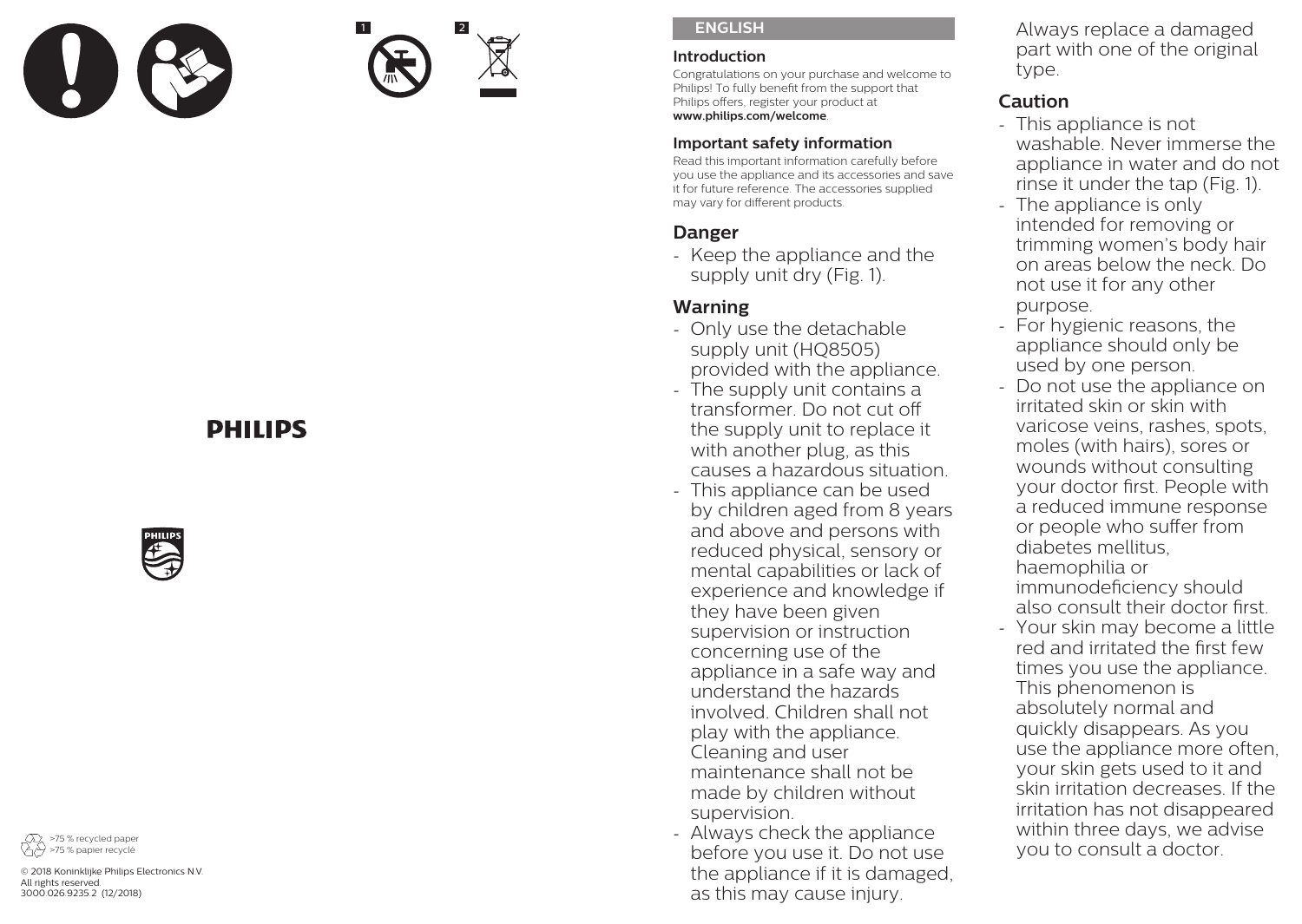1 2

PHILIPS

>75 % recycled paper
>75 % papier recyclé

© 2018 Koninklijke Philips Electronics N.V.
All rights reserved.
3000.026.9235.2 (12/2018)

## ENGLISH

### Introduction

Congratulations on your purchase and welcome to Philips! To fully benefit from the support that Philips offers, register your product at **www.philips.com/welcome**.

### Important safety information

Read this important information carefully before you use the appliance and its accessories and save it for future reference. The accessories supplied may vary for different products.

### Danger

- Keep the appliance and the supply unit dry (Fig. 1).

### Warning

- Only use the detachable supply unit (HQ8505) provided with the appliance.
- The supply unit contains a transformer. Do not cut off the supply unit to replace it with another plug, as this causes a hazardous situation.
- This appliance can be used by children aged from 8 years and above and persons with reduced physical, sensory or mental capabilities or lack of experience and knowledge if they have been given supervision or instruction concerning use of the appliance in a safe way and understand the hazards involved. Children shall not play with the appliance. Cleaning and user maintenance shall not be made by children without supervision.
- Always check the appliance before you use it. Do not use the appliance if it is damaged, as this may cause injury. Always replace a damaged part with one of the original type.

### Caution

- This appliance is not washable. Never immerse the appliance in water and do not rinse it under the tap (Fig. 1).
- The appliance is only intended for removing or trimming women's body hair on areas below the neck. Do not use it for any other purpose.
- For hygienic reasons, the appliance should only be used by one person.
- Do not use the appliance on irritated skin or skin with varicose veins, rashes, spots, moles (with hairs), sores or wounds without consulting your doctor first. People with a reduced immune response or people who suffer from diabetes mellitus, haemophilia or immunodeficiency should also consult their doctor first.
- Your skin may become a little red and irritated the first few times you use the appliance. This phenomenon is absolutely normal and quickly disappears. As you use the appliance more often, your skin gets used to it and skin irritation decreases. If the irritation has not disappeared within three days, we advise you to consult a doctor.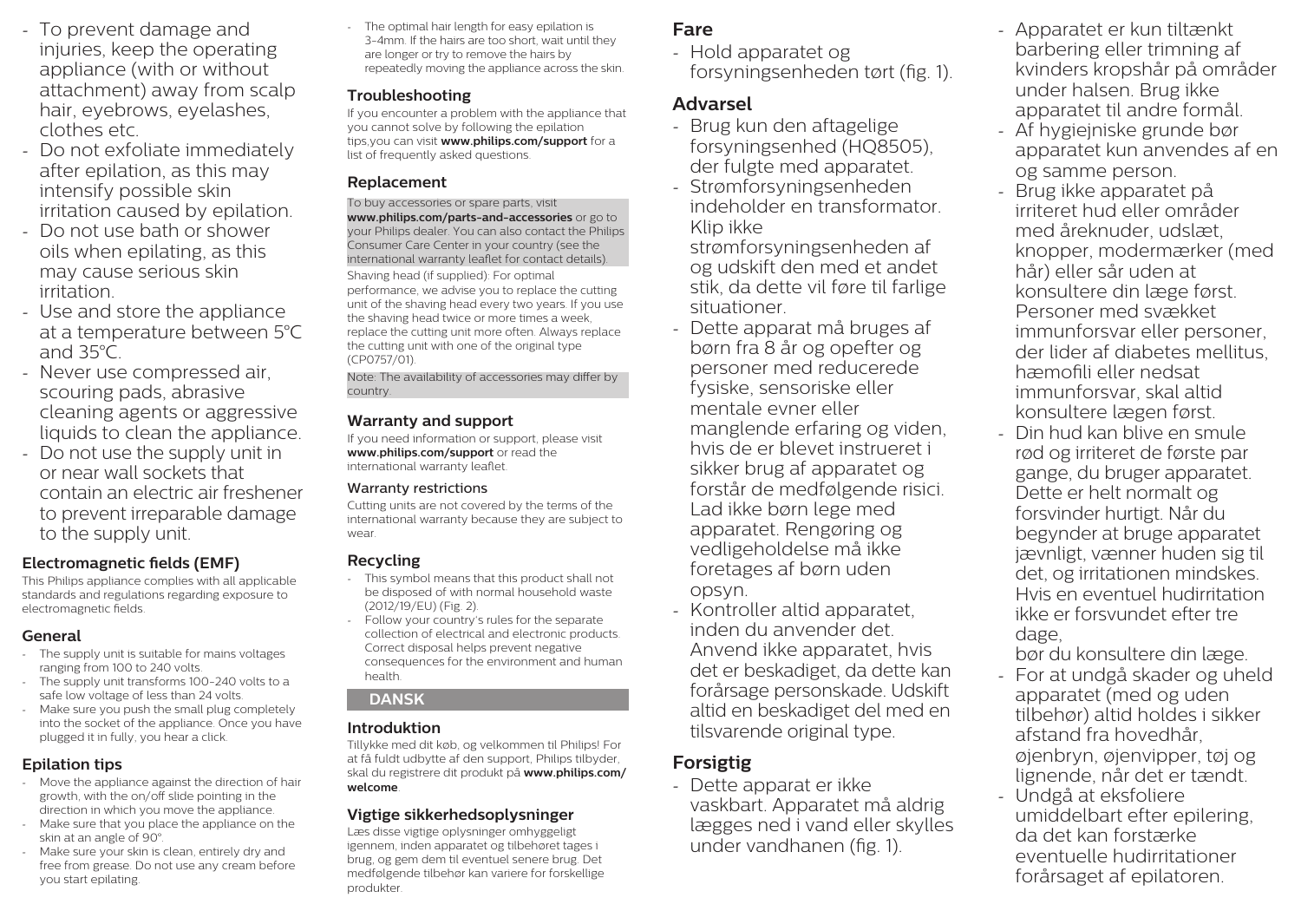- To prevent damage and injuries, keep the operating appliance (with or without attachment) away from scalp hair, eyebrows, eyelashes, clothes etc.
- Do not exfoliate immediately after epilation, as this may intensify possible skin irritation caused by epilation.
- Do not use bath or shower oils when epilating, as this may cause serious skin irritation.
- Use and store the appliance at a temperature between 5°C and 35°C.
- Never use compressed air, scouring pads, abrasive cleaning agents or aggressive liquids to clean the appliance.
- Do not use the supply unit in or near wall sockets that contain an electric air freshener to prevent irreparable damage to the supply unit.

### Electromagnetic fields (EMF)

This Philips appliance complies with all applicable standards and regulations regarding exposure to electromagnetic fields.

### General

- The supply unit is suitable for mains voltages ranging from 100 to 240 volts.
- The supply unit transforms 100-240 volts to a safe low voltage of less than 24 volts.
- Make sure you push the small plug completely into the socket of the appliance. Once you have plugged it in fully, you hear a click.

### Epilation tips

- Move the appliance against the direction of hair growth, with the on/off slide pointing in the direction in which you move the appliance.
- Make sure that you place the appliance on the skin at an angle of 90°.
- Make sure your skin is clean, entirely dry and free from grease. Do not use any cream before you start epilating.
- The optimal hair length for easy epilation is 3-4mm. If the hairs are too short, wait until they are longer or try to remove the hairs by repeatedly moving the appliance across the skin.

### Troubleshooting

If you encounter a problem with the appliance that you cannot solve by following the epilation tips,you can visit **www.philips.com/support** for a list of frequently asked questions.

### Replacement

To buy accessories or spare parts, visit **www.philips.com/parts-and-accessories** or go to your Philips dealer. You can also contact the Philips Consumer Care Center in your country (see the international warranty leaflet for contact details).

Shaving head (if supplied): For optimal performance, we advise you to replace the cutting unit of the shaving head every two years. If you use the shaving head twice or more times a week, replace the cutting unit more often. Always replace the cutting unit with one of the original type (CP0757/01).

Note: The availability of accessories may differ by country.

### Warranty and support

If you need information or support, please visit **www.philips.com/support** or read the international warranty leaflet.

#### Warranty restrictions

Cutting units are not covered by the terms of the international warranty because they are subject to wear.

### Recycling

- This symbol means that this product shall not be disposed of with normal household waste (2012/19/EU) (Fig. 2).
- Follow your country's rules for the separate collection of electrical and electronic products. Correct disposal helps prevent negative consequences for the environment and human health.

## DANSK

### Introduktion

Tillykke med dit køb, og velkommen til Philips! For at få fuldt udbytte af den support, Philips tilbyder, skal du registrere dit produkt på **www.philips.com/welcome**.

### Vigtige sikkerhedsoplysninger

Læs disse vigtige oplysninger omhyggeligt igennem, inden apparatet og tilbehøret tages i brug, og gem dem til eventuel senere brug. Det medfølgende tilbehør kan variere for forskellige produkter.

### Fare

- Hold apparatet og forsyningsenheden tørt (fig. 1).

### Advarsel

- Brug kun den aftagelige forsyningsenhed (HQ8505), der fulgte med apparatet.
- Strømforsyningsenheden indeholder en transformator. Klip ikke strømforsyningsenheden af og udskift den med et andet stik, da dette vil føre til farlige situationer.
- Dette apparat må bruges af børn fra 8 år og opefter og personer med reducerede fysiske, sensoriske eller mentale evner eller manglende erfaring og viden, hvis de er blevet instrueret i sikker brug af apparatet og forstår de medfølgende risici. Lad ikke børn lege med apparatet. Rengøring og vedligeholdelse må ikke foretages af børn uden opsyn.
- Kontroller altid apparatet, inden du anvender det. Anvend ikke apparatet, hvis det er beskadiget, da dette kan forårsage personskade. Udskift altid en beskadiget del med en tilsvarende original type.

### Forsigtig

- Dette apparat er ikke vaskbart. Apparatet må aldrig lægges ned i vand eller skylles under vandhanen (fig. 1).
- Apparatet er kun tiltænkt barbering eller trimning af kvinders kropshår på områder under halsen. Brug ikke apparatet til andre formål.
- Af hygiejniske grunde bør apparatet kun anvendes af en og samme person.
- Brug ikke apparatet på irriteret hud eller områder med åreknuder, udslæt, knopper, modermærker (med hår) eller sår uden at konsultere din læge først. Personer med svækket immunforsvar eller personer, der lider af diabetes mellitus, hæmofili eller nedsat immunforsvar, skal altid konsultere lægen først.
- Din hud kan blive en smule rød og irriteret de første par gange, du bruger apparatet. Dette er helt normalt og forsvinder hurtigt. Når du begynder at bruge apparatet jævnligt, vænner huden sig til det, og irritationen mindskes. Hvis en eventuel hudirritation ikke er forsvundet efter tre dage, bør du konsultere din læge.
- For at undgå skader og uheld apparatet (med og uden tilbehør) altid holdes i sikker afstand fra hovedhår, øjenbryn, øjenvipper, tøj og lignende, når det er tændt.
- Undgå at eksfoliere umiddelbart efter epilering, da det kan forstærke eventuelle hudirritationer forårsaget af epilatoren.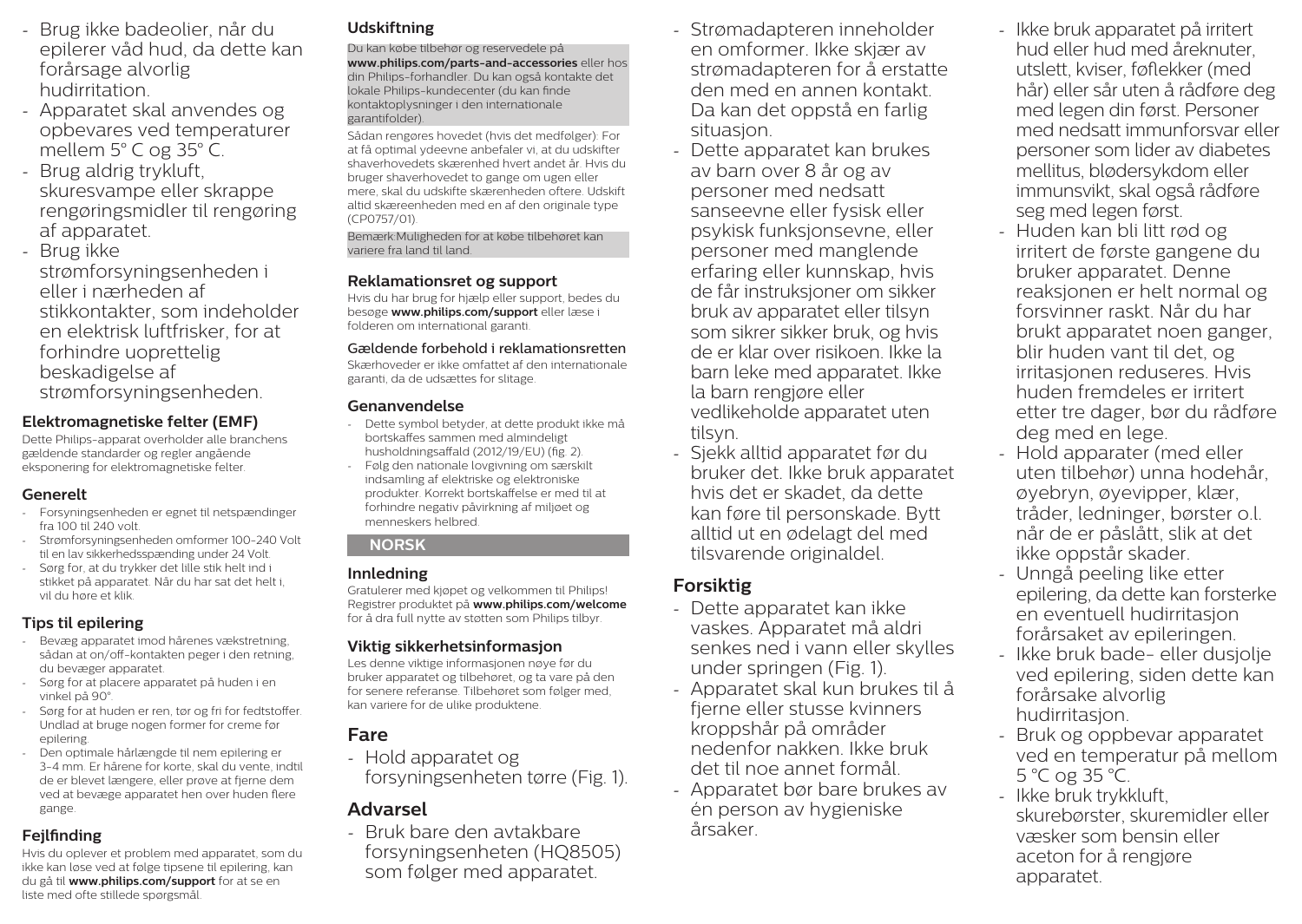- Brug ikke badeolier, når du epilerer våd hud, da dette kan forårsage alvorlig hudirritation.
- Apparatet skal anvendes og opbevares ved temperaturer mellem 5° C og 35° C.
- Brug aldrig trykluft, skuresvampe eller skrappe rengøringsmidler til rengøring af apparatet.
- Brug ikke strømforsyningsenheden i eller i nærheden af stikkontakter, som indeholder en elektrisk luftfrisker, for at forhindre uoprettelig beskadigelse af strømforsyningsenheden.

## Elektromagnetiske felter (EMF)

Dette Philips-apparat overholder alle branchens gældende standarder og regler angående eksponering for elektromagnetiske felter.

## Generelt

- Forsyningsenheden er egnet til netspændinger fra 100 til 240 volt.
- Strømforsyningsenheden omformer 100-240 Volt til en lav sikkerhedsspænding under 24 Volt.
- Sørg for, at du trykker det lille stik helt ind i stikket på apparatet. Når du har sat det helt i, vil du høre et klik.

## Tips til epilering

- Bevæg apparatet imod hårenes vækstretning, sådan at on/off-kontakten peger i den retning, du bevæger apparatet.
- Sørg for at placere apparatet på huden i en vinkel på 90°.
- Sørg for at huden er ren, tør og fri for fedtstoffer. Undlad at bruge nogen former for creme før epilering.
- Den optimale hårlængde til nem epilering er 3-4 mm. Er hårene for korte, skal du vente, indtil de er blevet længere, eller prøve at fjerne dem ved at bevæge apparatet hen over huden flere gange.

## Fejlfinding

Hvis du oplever et problem med apparatet, som du ikke kan løse ved at følge tipsene til epilering, kan du gå til **www.philips.com/support** for at se en liste med ofte stillede spørgsmål.

## Udskiftning

Du kan købe tilbehør og reservedele på **www.philips.com/parts-and-accessories** eller hos din Philips-forhandler. Du kan også kontakte det lokale Philips-kundecenter (du kan finde kontaktoplysninger i den internationale garantifolder).

Sådan rengøres hovedet (hvis det medfølger): For at få optimal ydeevne anbefaler vi, at du udskifter shaverhovedets skærenhed hvert andet år. Hvis du bruger shaverhovedet to gange om ugen eller mere, skal du udskifte skærenheden oftere. Udskift altid skæreenheden med en af den originale type (CP0757/01).

Bemærk:Muligheden for at købe tilbehøret kan variere fra land til land.

## Reklamationsret og support

Hvis du har brug for hjælp eller support, bedes du besøge **www.philips.com/support** eller læse i folderen om international garanti.

### Gældende forbehold i reklamationsretten

Skærhoveder er ikke omfattet af den internationale garanti, da de udsættes for slitage.

## Genanvendelse

- Dette symbol betyder, at dette produkt ikke må bortskaffes sammen med almindeligt husholdningsaffald (2012/19/EU) (fig. 2).
- Følg den nationale lovgivning om særskilt indsamling af elektriske og elektroniske produkter. Korrekt bortskaffelse er med til at forhindre negativ påvirkning af miljøet og menneskers helbred.

# NORSK

## Innledning

Gratulerer med kjøpet og velkommen til Philips! Registrer produktet på **www.philips.com/welcome** for å dra full nytte av støtten som Philips tilbyr.

## Viktig sikkerhetsinformasjon

Les denne viktige informasjonen nøye før du bruker apparatet og tilbehøret, og ta vare på den for senere referanse. Tilbehøret som følger med, kan variere for de ulike produktene.

## Fare

- Hold apparatet og forsyningsenheten tørre (Fig. 1).

## Advarsel

- Bruk bare den avtakbare forsyningsenheten (HQ8505) som følger med apparatet.
- Strømadapteren inneholder en omformer. Ikke skjær av strømadapteren for å erstatte den med en annen kontakt. Da kan det oppstå en farlig situasjon.
- Dette apparatet kan brukes av barn over 8 år og av personer med nedsatt sanseevne eller fysisk eller psykisk funksjonsevne, eller personer med manglende erfaring eller kunnskap, hvis de får instruksjoner om sikker bruk av apparatet eller tilsyn som sikrer sikker bruk, og hvis de er klar over risikoen. Ikke la barn leke med apparatet. Ikke la barn rengjøre eller vedlikeholde apparatet uten tilsyn.
- Sjekk alltid apparatet før du bruker det. Ikke bruk apparatet hvis det er skadet, da dette kan føre til personskade. Bytt alltid ut en ødelagt del med tilsvarende originaldel.

## Forsiktig

- Dette apparatet kan ikke vaskes. Apparatet må aldri senkes ned i vann eller skylles under springen (Fig. 1).
- Apparatet skal kun brukes til å fjerne eller stusse kvinners kroppshår på områder nedenfor nakken. Ikke bruk det til noe annet formål.
- Apparatet bør bare brukes av én person av hygieniske årsaker.
- Ikke bruk apparatet på irritert hud eller hud med åreknuter, utslett, kviser, føflekker (med hår) eller sår uten å rådføre deg med legen din først. Personer med nedsatt immunforsvar eller personer som lider av diabetes mellitus, blødersykdom eller immunsvikt, skal også rådføre seg med legen først.
- Huden kan bli litt rød og irritert de første gangene du bruker apparatet. Denne reaksjonen er helt normal og forsvinner raskt. Når du har brukt apparatet noen ganger, blir huden vant til det, og irritasjonen reduseres. Hvis huden fremdeles er irritert etter tre dager, bør du rådføre deg med en lege.
- Hold apparater (med eller uten tilbehør) unna hodehår, øyebryn, øyevipper, klær, tråder, ledninger, børster o.l. når de er påslått, slik at det ikke oppstår skader.
- Unngå peeling like etter epilering, da dette kan forsterke en eventuell hudirritasjon forårsaket av epileringen.
- Ikke bruk bade- eller dusjolje ved epilering, siden dette kan forårsake alvorlig hudirritasjon.
- Bruk og oppbevar apparatet ved en temperatur på mellom 5 °C og 35 °C.
- Ikke bruk trykkluft, skurebørster, skuremidler eller væsker som bensin eller aceton for å rengjøre apparatet.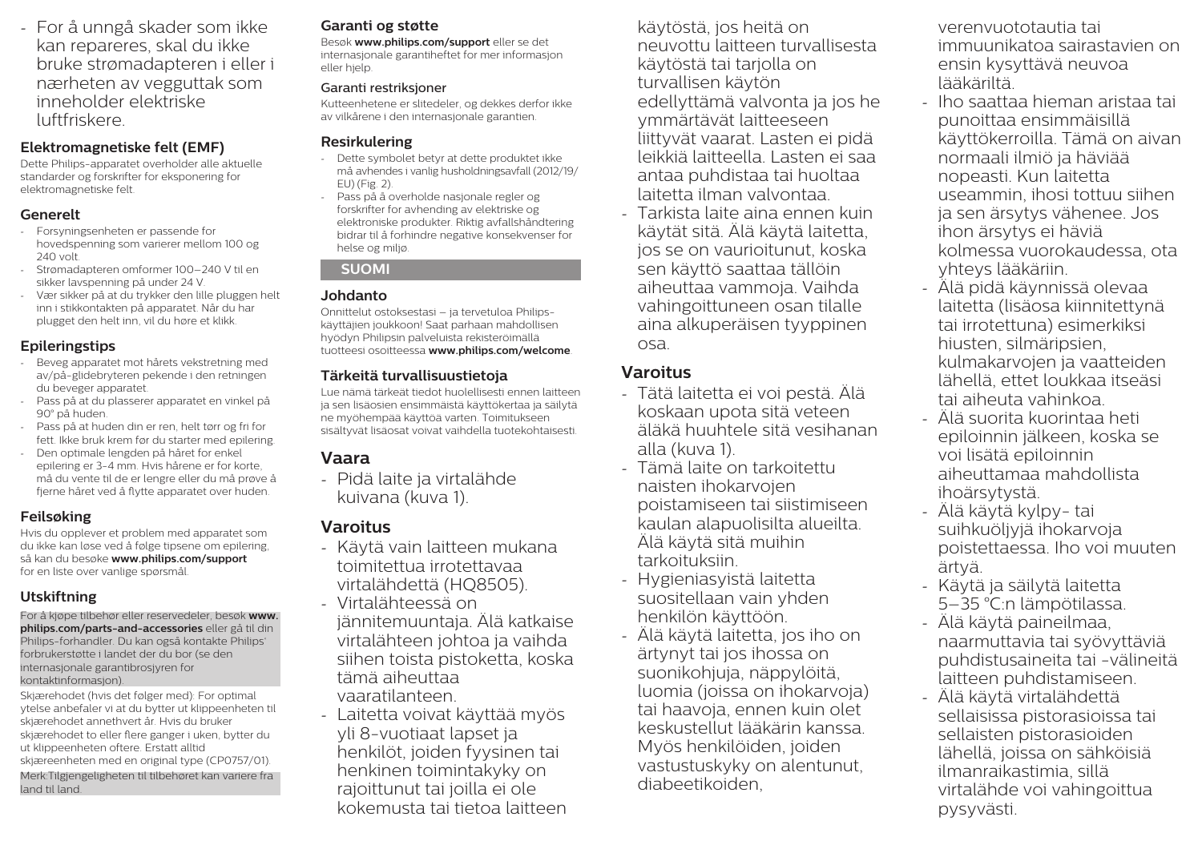- For å unngå skader som ikke kan repareres, skal du ikke bruke strømadapteren i eller i nærheten av vegguttak som inneholder elektriske luftfriskere.

### Elektromagnetiske felt (EMF)

Dette Philips-apparatet overholder alle aktuelle standarder og forskrifter for eksponering for elektromagnetiske felt.

### Generelt

- Forsyningsenheten er passende for hovedspenning som varierer mellom 100 og 240 volt.
- Strømadapteren omformer 100–240 V til en sikker lavspenning på under 24 V.
- Vær sikker på at du trykker den lille pluggen helt inn i stikkontakten på apparatet. Når du har plugget den helt inn, vil du høre et klikk.

### Epileringstips

- Beveg apparatet mot hårets vekstretning med av/på-glidebryteren pekende i den retningen du beveger apparatet.
- Pass på at du plasserer apparatet en vinkel på 90° på huden.
- Pass på at huden din er ren, helt tørr og fri for fett. Ikke bruk krem før du starter med epilering.
- Den optimale lengden på håret for enkel epilering er 3-4 mm. Hvis hårene er for korte, må du vente til de er lengre eller du må prøve å fjerne håret ved å flytte apparatet over huden.

### Feilsøking

Hvis du opplever et problem med apparatet som du ikke kan løse ved å følge tipsene om epilering, så kan du besøke **www.philips.com/support** for en liste over vanlige spørsmål.

### Utskiftning

For å kjøpe tilbehør eller reservedeler, besøk **www.philips.com/parts-and-accessories** eller gå til din Philips-forhandler. Du kan også kontakte Philips' forbrukerstøtte i landet der du bor (se den internasjonale garantibrosjyren for kontaktinformasjon).

Skjærehodet (hvis det følger med): For optimal ytelse anbefaler vi at du bytter ut klippeenheten til skjærehodet annethvert år. Hvis du bruker skjærehodet to eller flere ganger i uken, bytter du ut klippeenheten oftere. Erstatt alltid skjæreenheten med en original type (CP0757/01).

Merk:Tilgjengeligheten til tilbehøret kan variere fra land til land.

### Garanti og støtte

Besøk **www.philips.com/support** eller se det internasjonale garantiheftet for mer informasjon eller hjelp.

#### Garanti restriksjoner

Kutteenhetene er slitedeler, og dekkes derfor ikke av vilkårene i den internasjonale garantien.

### Resirkulering

- Dette symbolet betyr at dette produktet ikke må avhendes i vanlig husholdningsavfall (2012/19/EU) (Fig. 2).
- Pass på å overholde nasjonale regler og forskrifter for avhending av elektriske og elektroniske produkter. Riktig avfallshåndtering bidrar til å forhindre negative konsekvenser for helse og miljø.

## SUOMI

### Johdanto

Onnittelut ostoksestasi – ja tervetuloa Philips-käyttäjien joukkoon! Saat parhaan mahdollisen hyödyn Philipsin palveluista rekisteröimällä tuotteesi osoitteessa **www.philips.com/welcome**.

### Tärkeitä turvallisuustietoja

Lue nämä tärkeät tiedot huolellisesti ennen laitteen ja sen lisäosien ensimmäistä käyttökertaa ja säilytä ne myöhempää käyttöä varten. Toimitukseen sisältyvät lisäosat voivat vaihdella tuotekohtaisesti.

## Vaara

- Pidä laite ja virtalähde kuivana (kuva 1).

## Varoitus

- Käytä vain laitteen mukana toimitettua irrotettavaa virtalähdettä (HQ8505).
- Virtalähteessä on jännitemuuntaja. Älä katkaise virtalähteen johtoa ja vaihda siihen toista pistoketta, koska tämä aiheuttaa vaaratilanteen.
- Laitetta voivat käyttää myös yli 8-vuotiaat lapset ja henkilöt, joiden fyysinen tai henkinen toimintakyky on rajoittunut tai joilla ei ole kokemusta tai tietoa laitteen käytöstä, jos heitä on neuvottu laitteen turvallisesta käytöstä tai tarjolla on turvallisen käytön edellyttämä valvonta ja jos he ymmärtävät laitteeseen liittyvät vaarat. Lasten ei pidä leikkiä laitteella. Lasten ei saa antaa puhdistaa tai huoltaa laitetta ilman valvontaa.
- Tarkista laite aina ennen kuin käytät sitä. Älä käytä laitetta, jos se on vaurioitunut, koska sen käyttö saattaa tällöin aiheuttaa vammoja. Vaihda vahingoittuneen osan tilalle aina alkuperäisen tyyppinen osa.

## Varoitus

- Tätä laitetta ei voi pestä. Älä koskaan upota sitä veteen äläkä huuhtele sitä vesihanan alla (kuva 1).
- Tämä laite on tarkoitettu naisten ihokarvojen poistamiseen tai siistimiseen kaulan alapuolisilta alueilta. Älä käytä sitä muihin tarkoituksiin.
- Hygieniasyistä laitetta suositellaan vain yhden henkilön käyttöön.
- Älä käytä laitetta, jos iho on ärtynyt tai jos ihossa on suonikohjuja, näppylöitä, luomia (joissa on ihokarvoja) tai haavoja, ennen kuin olet keskustellut lääkärin kanssa. Myös henkilöiden, joiden vastustuskyky on alentunut, diabeetikoiden, verenvuototautia tai immuunikatoa sairastavien on ensin kysyttävä neuvoa lääkäriltä.
- Iho saattaa hieman aristaa tai punoittaa ensimmäisillä käyttökerroilla. Tämä on aivan normaali ilmiö ja häviää nopeasti. Kun laitetta useammin, ihosi tottuu siihen ja sen ärsytys vähenee. Jos ihon ärsytys ei häviä kolmessa vuorokaudessa, ota yhteys lääkäriin.
- Älä pidä käynnissä olevaa laitetta (lisäosa kiinnitettynä tai irrotettuna) esimerkiksi hiusten, silmäripsien, kulmakarvojen ja vaatteiden lähellä, ettet loukkaa itseäsi tai aiheuta vahinkoa.
- Älä suorita kuorintaa heti epiloinnin jälkeen, koska se voi lisätä epiloinnin aiheuttamaa mahdollista ihoärsytystä.
- Älä käytä kylpy- tai suihkuöljyjä ihokarvoja poistettaessa. Iho voi muuten ärtyä.
- Käytä ja säilytä laitetta 5–35 °C:n lämpötilassa.
- Älä käytä paineilmaa, naarmuttavia tai syövyttäviä puhdistusaineita tai -välineitä laitteen puhdistamiseen.
- Älä käytä virtalähdettä sellaisissa pistorasioissa tai sellaisten pistorasioiden lähellä, joissa on sähköisiä ilmanraikastimia, sillä virtalähde voi vahingoittua pysyvästi.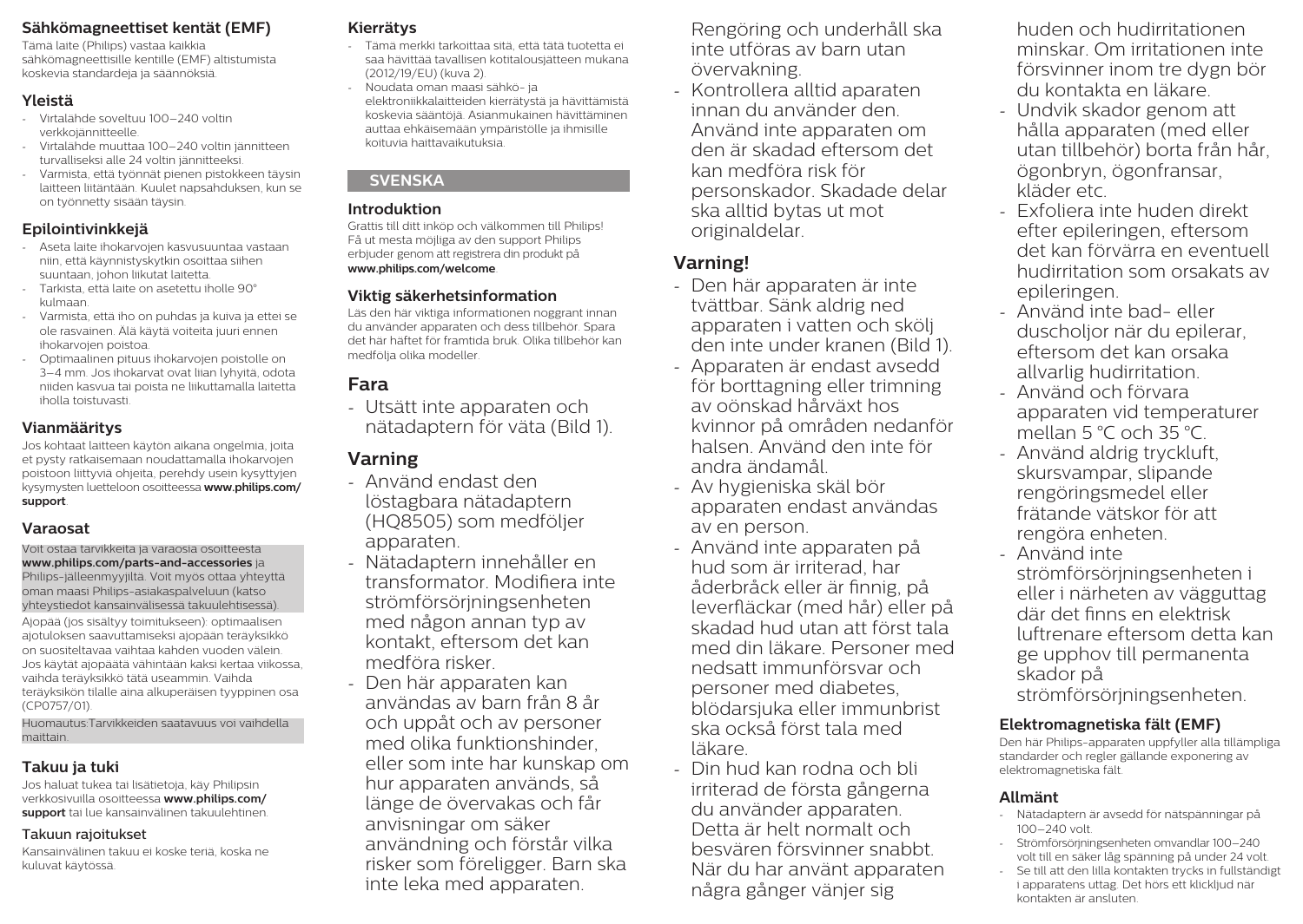## Sähkömagneettiset kentät (EMF)

Tämä laite (Philips) vastaa kaikkia sähkömagneettisille kentille (EMF) altistumista koskevia standardeja ja säännöksiä.

## Yleistä

- Virtalähde soveltuu 100–240 voltin verkkojännitteelle.
- Virtalähde muuttaa 100–240 voltin jännitteen turvalliseksi alle 24 voltin jännitteeksi.
- Varmista, että työnnät pienen pistokkeen täysin laitteen liitäntään. Kuulet napsahduksen, kun se on työnnetty sisään täysin.

## Epilointivinkkejä

- Aseta laite ihokarvojen kasvusuuntaa vastaan niin, että käynnistyskytkin osoittaa siihen suuntaan, johon liikutat laitetta.
- Tarkista, että laite on asetettu iholle 90° kulmaan.
- Varmista, että iho on puhdas ja kuiva ja ettei se ole rasvainen. Älä käytä voiteita juuri ennen ihokarvojen poistoa.
- Optimaalinen pituus ihokarvojen poistolle on 3–4 mm. Jos ihokarvat ovat liian lyhyitä, odota niiden kasvua tai poista ne liikuttamalla laitetta iholla toistuvasti.

## Vianmääritys

Jos kohtaat laitteen käytön aikana ongelmia, joita et pysty ratkaisemaan noudattamalla ihokarvojen poistoon liittyviä ohjeita, perehdy usein kysyttyjen kysymysten luetteloon osoitteessa **www.philips.com/support**.

## Varaosat

Voit ostaa tarvikkeita ja varaosia osoitteesta **www.philips.com/parts-and-accessories** ja Philips-jälleenmyyjiltä. Voit myös ottaa yhteyttä oman maasi Philips-asiakaspalveluun (katso yhteystiedot kansainvälisessä takuulehtisessä).

Ajopää (jos sisältyy toimitukseen): optimaalisen ajotuloksen saavuttamiseksi ajopään teräyksikkö on suositeltavaa vaihtaa kahden vuoden välein. Jos käytät ajopäätä vähintään kaksi kertaa viikossa, vaihda teräyksikkö tätä useammin. Vaihda teräyksikön tilalle aina alkuperäisen tyyppinen osa (CP0757/01).

Huomautus:Tarvikkeiden saatavuus voi vaihdella maittain.

## Takuu ja tuki

Jos haluat tukea tai lisätietoja, käy Philipsin verkkosivuilla osoitteessa **www.philips.com/support** tai lue kansainvälinen takuulehtinen.

### Takuun rajoitukset

Kansainvälinen takuu ei koske teriä, koska ne kuluvat käytössä.

## Kierrätys

- Tämä merkki tarkoittaa sitä, että tätä tuotetta ei saa hävittää tavallisen kotitalousjätteen mukana (2012/19/EU) (kuva 2).
- Noudata oman maasi sähkö- ja elektroniikkalaitteiden kierrätystä ja hävittämistä koskevia sääntöjä. Asianmukainen hävittäminen auttaa ehkäisemään ympäristölle ja ihmisille koituvia haittavaikutuksia.

# SVENSKA

## Introduktion

Grattis till ditt inköp och välkommen till Philips! Få ut mesta möjliga av den support Philips erbjuder genom att registrera din produkt på **www.philips.com/welcome**.

## Viktig säkerhetsinformation

Läs den här viktiga informationen noggrant innan du använder apparaten och dess tillbehör. Spara det här häftet för framtida bruk. Olika tillbehör kan medfölja olika modeller.

## Fara

- Utsätt inte apparaten och nätadaptern för väta (Bild 1).

## Varning

- Använd endast den löstagbara nätadaptern (HQ8505) som medföljer apparaten.
- Nätadaptern innehåller en transformator. Modifiera inte strömförsörjningsenheten med någon annan typ av kontakt, eftersom det kan medföra risker.
- Den här apparaten kan användas av barn från 8 år och uppåt och av personer med olika funktionshinder, eller som inte har kunskap om hur apparaten används, så länge de övervakas och får anvisningar om säker användning och förstår vilka risker som föreligger. Barn ska inte leka med apparaten. Rengöring och underhåll ska inte utföras av barn utan övervakning.
- Kontrollera alltid apparaten innan du använder den. Använd inte apparaten om den är skadad eftersom det kan medföra risk för personskador. Skadade delar ska alltid bytas ut mot originaldelar.

## Varning!

- Den här apparaten är inte tvättbar. Sänk aldrig ned apparaten i vatten och skölj den inte under kranen (Bild 1).
- Apparaten är endast avsedd för borttagning eller trimning av oönskad hårväxt hos kvinnor på områden nedanför halsen. Använd den inte för andra ändamål.
- Av hygieniska skäl bör apparaten endast användas av en person.
- Använd inte apparaten på hud som är irriterad, har åderbråck eller är finnig, på leverfläckar (med hår) eller på skadad hud utan att först tala med din läkare. Personer med nedsatt immunförsvar och personer med diabetes, blödarsjuka eller immunbrist ska också först tala med läkare.
- Din hud kan rodna och bli irriterad de första gångerna du använder apparaten. Detta är helt normalt och besvären försvinner snabbt. När du har använt apparaten några gånger vänjer sig huden och hudirritationen minskar. Om irritationen inte försvinner inom tre dygn bör du kontakta en läkare.
- Undvik skador genom att hålla apparaten (med eller utan tillbehör) borta från hår, ögonbryn, ögonfransar, kläder etc.
- Exfoliera inte huden direkt efter epileringen, eftersom det kan förvärra en eventuell hudirritation som orsakats av epileringen.
- Använd inte bad- eller duscholjor när du epilerar, eftersom det kan orsaka allvarlig hudirritation.
- Använd och förvara apparaten vid temperaturer mellan 5 °C och 35 °C.
- Använd aldrig tryckluft, skursvampar, slipande rengöringsmedel eller frätande vätskor för att rengöra enheten.
- Använd inte strömförsörjningsenheten i eller i närheten av vägguttag där det finns en elektrisk luftrenare eftersom detta kan ge upphov till permanenta skador på strömförsörjningsenheten.

## Elektromagnetiska fält (EMF)

Den här Philips-apparaten uppfyller alla tillämpliga standarder och regler gällande exponering av elektromagnetiska fält.

## Allmänt

- Nätadaptern är avsedd för nätspänningar på 100–240 volt.
- Strömförsörjningsenheten omvandlar 100–240 volt till en säker låg spänning på under 24 volt.
- Se till att den lilla kontakten trycks in fullständigt i apparatens uttag. Det hörs ett klickljud när kontakten är ansluten.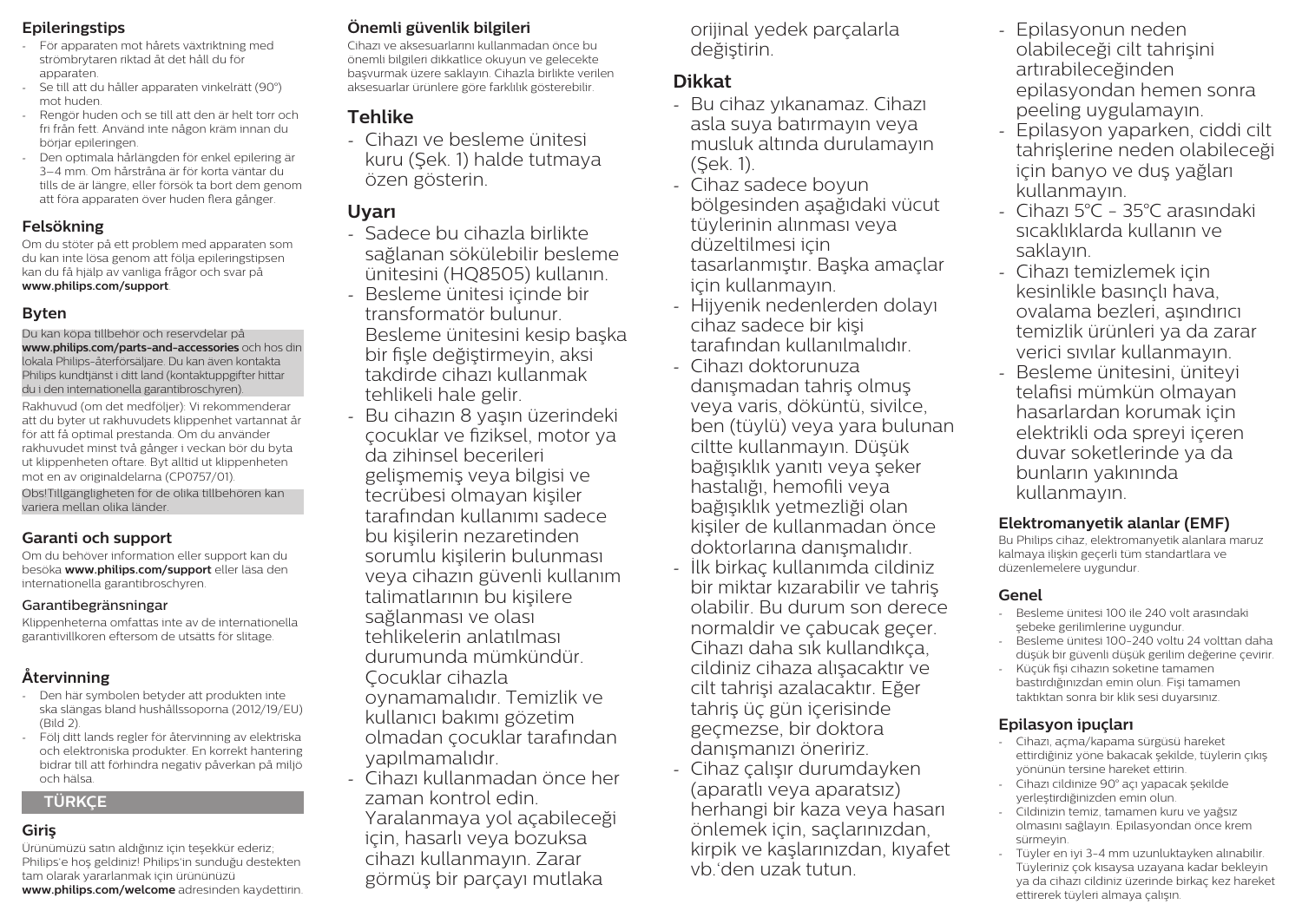## Epileringstips

- För apparaten mot hårets växtriktning med strömbrytaren riktad åt det håll du för apparaten.
- Se till att du håller apparaten vinkelrätt (90°) mot huden.
- Rengör huden och se till att den är helt torr och fri från fett. Använd inte någon kräm innan du börjar epileringen.
- Den optimala hårlängden för enkel epilering är 3–4 mm. Om hårstråna är för korta väntar du tills de är längre, eller försök ta bort dem genom att föra apparaten över huden flera gånger.

## Felsökning

Om du stöter på ett problem med apparaten som du inte kan lösa genom att följa epileringstipsen kan du få hjälp av vanliga frågor och svar på **www.philips.com/support**.

## Byten

Du kan köpa tillbehör och reservdelar på **www.philips.com/parts-and-accessories** och hos din lokala Philips-återförsäljare. Du kan även kontakta Philips kundtjänst i ditt land (kontaktuppgifter hittar du i den internationella garantibroschyren).

Rakhuvud (om det medföljer): Vi rekommenderar att du byter ut rakhuvudets klippenhet vartannat år för att få optimal prestanda. Om du använder rakhuvudet minst två gånger i veckan bör du byta ut klippenheten oftare. Byt alltid ut klippenheten mot en av originaldelarna (CP0757/01).

Obs!Tillgängligheten för de olika tillbehören kan variera mellan olika länder.

## Garanti och support

Om du behöver information eller support kan du besöka **www.philips.com/support** eller läsa den internationella garantibroschyren.

### Garantibegränsningar

Klippenheterna omfattas inte av de internationella garantivillkoren eftersom de utsätts för slitage.

## Återvinning

- Den här symbolen betyder att produkten inte ska slängas bland hushållssoporna (2012/19/EU) (Bild 2).
- Följ ditt lands regler för återvinning av elektriska och elektroniska produkter. En korrekt hantering bidrar till att förhindra negativ påverkan på miljö och hälsa.

# TÜRKÇE

## Giriş

Ürünümüzü satın aldığınız için teşekkür ederiz; Philips'e hoş geldiniz! Philips'in sunduğu destekten tam olarak yararlanmak için ürününüzü **www.philips.com/welcome** adresinden kaydettirin.

## Önemli güvenlik bilgileri

Cihazı ve aksesuarlarını kullanmadan önce bu önemli bilgileri dikkatlice okuyun ve gelecekte başvurmak üzere saklayın. Cihazla birlikte verilen aksesuarlar ürünlere göre farklılık gösterebilir.

## Tehlike

- Cihazı ve besleme ünitesi kuru (Şek. 1) halde tutmaya özen gösterin.

## Uyarı

- Sadece bu cihazla birlikte sağlanan sökülebilir besleme ünitesini (HQ8505) kullanın.
- Besleme ünitesi içinde bir transformatör bulunur. Besleme ünitesini kesip başka bir fişle değiştirmeyin, aksi takdirde cihazı kullanmak tehlikeli hale gelir.
- Bu cihazın 8 yaşın üzerindeki çocuklar ve fiziksel, motor ya da zihinsel becerileri gelişmemiş veya bilgisi ve tecrübesi olmayan kişiler tarafından kullanımı sadece bu kişilerin nezaretinden sorumlu kişilerin bulunması veya cihazın güvenli kullanım talimatlarının bu kişilere sağlanması ve olası tehlikelerin anlatılması durumunda mümkündür. Çocuklar cihazla oynamamalıdır. Temizlik ve kullanıcı bakımı gözetim olmadan çocuklar tarafından yapılmamalıdır.
- Cihazı kullanmadan önce her zaman kontrol edin. Yaralanmaya yol açabileceği için, hasarlı veya bozuksa cihazı kullanmayın. Zarar görmüş bir parçayı mutlaka orijinal yedek parçalarla değiştirin.

## Dikkat

- Bu cihaz yıkanamaz. Cihazı asla suya batırmayın veya musluk altında durulamayın (Şek. 1).
- Cihaz sadece boyun bölgesinden aşağıdaki vücut tüylerinin alınması veya düzeltilmesi için tasarlanmıştır. Başka amaçlar için kullanmayın.
- Hijyenik nedenlerden dolayı cihaz sadece bir kişi tarafından kullanılmalıdır.
- Cihazı doktorunuza danışmadan tahriş olmuş veya varis, döküntü, sivilce, ben (tüylü) veya yara bulunan ciltte kullanmayın. Düşük bağışıklık yanıtı veya şeker hastalığı, hemofili veya bağışıklık yetmezliği olan kişiler de kullanmadan önce doktorlarına danışmalıdır.
- İlk birkaç kullanımda cildiniz bir miktar kızarabilir ve tahriş olabilir. Bu durum son derece normaldir ve çabucak geçer. Cihazı daha sık kullandıkça, cildiniz cihaza alışacaktır ve cilt tahrişi azalacaktır. Eğer tahriş üç gün içerisinde geçmezse, bir doktora danışmanızı öneririz.
- Cihaz çalışır durumdayken (aparatlı veya aparatsız) herhangi bir kaza veya hasarı önlemek için, saçlarınızdan, kirpik ve kaşlarınızdan, kıyafet vb.'den uzak tutun.
- Epilasyonun neden olabileceği cilt tahrişini artırabileceğinden epilasyondan hemen sonra peeling uygulamayın.
- Epilasyon yaparken, ciddi cilt tahrişlerine neden olabileceği için banyo ve duş yağları kullanmayın.
- Cihazı 5°C - 35°C arasındaki sıcaklıklarda kullanın ve saklayın.
- Cihazı temizlemek için kesinlikle basınçlı hava, ovalama bezleri, aşındırıcı temizlik ürünleri ya da zarar verici sıvılar kullanmayın.
- Besleme ünitesini, üniteyi telafisi mümkün olmayan hasarlardan korumak için elektrikli oda spreyi içeren duvar soketlerinde ya da bunların yakınında kullanmayın.

### Elektromanyetik alanlar (EMF)

Bu Philips cihaz, elektromanyetik alanlara maruz kalmaya ilişkin geçerli tüm standartlara ve düzenlemelere uygundur.

### Genel

- Besleme ünitesi 100 ile 240 volt arasındaki şebeke gerilimlerine uygundur.
- Besleme ünitesi 100-240 voltu 24 volttan daha düşük bir güvenli düşük gerilim değerine çevirir.
- Küçük fişi cihazın soketine tamamen bastırdığınızdan emin olun. Fişi tamamen taktıktan sonra bir klik sesi duyarsınız.

### Epilasyon ipuçları

- Cihazı, açma/kapama sürgüsü hareket ettirdiğiniz yöne bakacak şekilde, tüylerin çıkış yönünün tersine hareket ettirin.
- Cihazı cildinize 90° açı yapacak şekilde yerleştirdiğinizden emin olun.
- Cildinizin temiz, tamamen kuru ve yağsız olmasını sağlayın. Epilasyondan önce krem sürmeyin.
- Tüyler en iyi 3-4 mm uzunluktayken alınabilir. Tüyleriniz çok kısaysa uzayana kadar bekleyin ya da cihazı cildiniz üzerinde birkaç kez hareket ettirerek tüyleri almaya çalışın.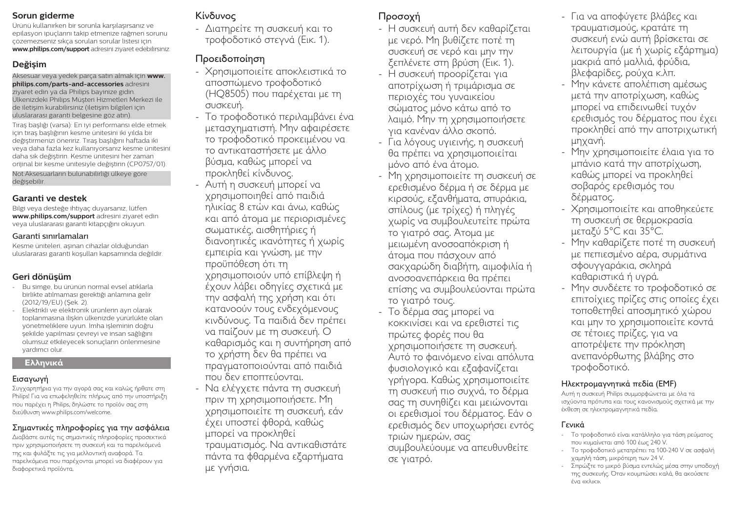## Sorun giderme

Ürünü kullanırken bir sorunla karşılaşırsanız ve epilasyon ipuçlarını takip etmenize rağmen sorunu çözemezseniz sıkça sorulan sorular listesi için **www.philips.com/support** adresini ziyaret edebilirsiniz.

## Değişim

Aksesuar veya yedek parça satın almak için **www.philips.com/parts-and-accessories** adresini ziyaret edin ya da Philips bayinize gidin. Ülkenizdeki Philips Müşteri Hizmetleri Merkezi ile de iletişim kurabilirsiniz (iletişim bilgileri için uluslararası garanti belgesine göz atın).

Tıraş başlığı (varsa): En iyi performansı elde etmek için tıraş başlığının kesme ünitesini iki yılda bir değiştirmenizi öneririz. Tıraş başlığını haftada iki veya daha fazla kez kullanıyorsanız kesme ünitesini daha sık değiştirin. Kesme ünitesini her zaman orijinal bir kesme ünitesiyle değiştirin (CP0757/01).

Not:Aksesuarların bulunabilirliği ülkeye göre değişebilir.

## Garanti ve destek

Bilgi veya desteğe ihtiyaç duyarsanız, lütfen **www.philips.com/support** adresini ziyaret edin veya uluslararası garanti kitapçığını okuyun.

### Garanti sınırlamaları

Kesme üniteleri, aşınan cihazlar olduğundan uluslararası garanti koşulları kapsamında değildir.

## Geri dönüşüm

- Bu simge, bu ürünün normal evsel atıklarla birlikte atılmaması gerektiği anlamına gelir (2012/19/EU) (Şek. 2).
- Elektrikli ve elektronik ürünlerin ayrı olarak toplanmasına ilişkin ülkenizde yürürlükte olan yönetmeliklere uyun. İmha işleminin doğru şekilde yapılması çevreyi ve insan sağlığını olumsuz etkileyecek sonuçların önlenmesine yardımcı olur.

# Ελληνικά

## Εισαγωγή

Συγχαρητήρια για την αγορά σας και καλώς ήρθατε στη Philips! Για να επωφεληθείτε πλήρως από την υποστήριξη που παρέχει η Philips, δηλώστε το προϊόν σας στη διεύθυνση www.philips.com/welcome.

## Σημαντικές πληροφορίες για την ασφάλεια

Διαβάστε αυτές τις σημαντικές πληροφορίες προσεκτικά πριν χρησιμοποιήσετε τη συσκευή και τα παρελκόμενά της και φυλάξτε τις για μελλοντική αναφορά. Τα παρελκόμενα που παρέχονται μπορεί να διαφέρουν για διαφορετικά προϊόντα.

### Κίνδυνος

- Διατηρείτε τη συσκευή και το τροφοδοτικό στεγνά (Εικ. 1).

### Προειδοποίηση

- Χρησιμοποιείτε αποκλειστικά το αποσπώμενο τροφοδοτικό (HQ8505) που παρέχεται με τη συσκευή.
- Το τροφοδοτικό περιλαμβάνει ένα μετασχηματιστή. Μην αφαιρέσετε το τροφοδοτικό προκειμένου να το αντικαταστήσετε με άλλο βύσμα, καθώς μπορεί να προκληθεί κίνδυνος.
- Αυτή η συσκευή μπορεί να χρησιμοποιηθεί από παιδιά ηλικίας 8 ετών και άνω, καθώς και από άτομα με περιορισμένες σωματικές, αισθητήριες ή διανοητικές ικανότητες ή χωρίς εμπειρία και γνώση, με την προϋπόθεση ότι τη χρησιμοποιούν υπό επίβλεψη ή έχουν λάβει οδηγίες σχετικά με την ασφαλή της χρήση και ότι κατανοούν τους ενδεχόμενους κινδύνους. Τα παιδιά δεν πρέπει να παίζουν με τη συσκευή. Ο καθαρισμός και η συντήρηση από το χρήστη δεν θα πρέπει να πραγματοποιούνται από παιδιά που δεν εποπτεύονται.
- Να ελέγχετε πάντα τη συσκευή πριν τη χρησιμοποιήσετε. Μη χρησιμοποιείτε τη συσκευή, εάν έχει υποστεί φθορά, καθώς μπορεί να προκληθεί τραυματισμός. Να αντικαθιστάτε πάντα τα φθαρμένα εξαρτήματα με γνήσια.

### Προσοχή

- Η συσκευή αυτή δεν καθαρίζεται με νερό. Μη βυθίζετε ποτέ τη συσκευή σε νερό και μην την ξεπλένετε στη βρύση (Εικ. 1).
- Η συσκευή προορίζεται για αποτρίχωση ή τριμάρισμα σε περιοχές του γυναικείου σώματος μόνο κάτω από το λαιμό. Μην τη χρησιμοποιήσετε για κανέναν άλλο σκοπό.
- Για λόγους υγιεινής, η συσκευή θα πρέπει να χρησιμοποιείται μόνο από ένα άτομο.
- Μη χρησιμοποιείτε τη συσκευή σε ερεθισμένο δέρμα ή σε δέρμα με κιρσούς, εξανθήματα, σπυράκια, σπίλους (με τρίχες) ή πληγές χωρίς να συμβουλευτείτε πρώτα το γιατρό σας. Άτομα με μειωμένη ανοσοαπόκριση ή άτομα που πάσχουν από σακχαρώδη διαβήτη, αιμοφιλία ή ανοσοανεπάρκεια θα πρέπει επίσης να συμβουλεύονται πρώτα το γιατρό τους.
- Το δέρμα σας μπορεί να κοκκινίσει και να ερεθιστεί τις πρώτες φορές που θα χρησιμοποιήσετε τη συσκευή. Αυτό το φαινόμενο είναι απόλυτα φυσιολογικό και εξαφανίζεται γρήγορα. Καθώς χρησιμοποιείτε τη συσκευή πιο συχνά, το δέρμα σας τη συνηθίζει και μειώνονται οι ερεθισμοί του δέρματος. Εάν ο ερεθισμός δεν υποχωρήσει εντός τριών ημερών, σας συμβουλεύουμε να απευθυνθείτε σε γιατρό.
- Για να αποφύγετε βλάβες και τραυματισμούς, κρατάτε τη συσκευή ενώ αυτή βρίσκεται σε λειτουργία (με ή χωρίς εξάρτημα) μακριά από μαλλιά, φρύδια, βλεφαρίδες, ρούχα κ.λπ.
- Μην κάνετε απολέπιση αμέσως μετά την αποτρίχωση, καθώς μπορεί να επιδεινωθεί τυχόν ερεθισμός του δέρματος που έχει προκληθεί από την αποτριχωτική μηχανή.
- Μην χρησιμοποιείτε έλαια για το μπάνιο κατά την αποτρίχωση, καθώς μπορεί να προκληθεί σοβαρός ερεθισμός του δέρματος.
- Χρησιμοποιείτε και αποθηκεύετε τη συσκευή σε θερμοκρασία μεταξύ 5°C και 35°C.
- Μην καθαρίζετε ποτέ τη συσκευή με πεπιεσμένο αέρα, συρμάτινα σφουγγαράκια, σκληρά καθαριστικά ή υγρά.
- Μην συνδέετε το τροφοδοτικό σε επιτοίχιες πρίζες στις οποίες έχει τοποθετηθεί αποσμητικό χώρου και μην το χρησιμοποιείτε κοντά σε τέτοιες πρίζες, για να αποτρέψετε την πρόκληση ανεπανόρθωτης βλάβης στο τροφοδοτικό.

### Ηλεκτρομαγνητικά πεδία (EMF)

Αυτή η συσκευή Philips συμμορφώνεται με όλα τα ισχύοντα πρότυπα και τους κανονισμούς σχετικά με την έκθεση σε ηλεκτρομαγνητικά πεδία.

### Γενικά

- Το τροφοδοτικό είναι κατάλληλο για τάση ρεύματος που κυμαίνεται από 100 έως 240 V.
- Το τροφοδοτικό μετατρέπει τα 100-240 V σε ασφαλή χαμηλή τάση, μικρότερη των 24 V.
- Σπρώξτε το μικρό βύσμα εντελώς μέσα στην υποδοχή της συσκευής. Όταν κουμπώσει καλά, θα ακούσετε ένα «κλικ».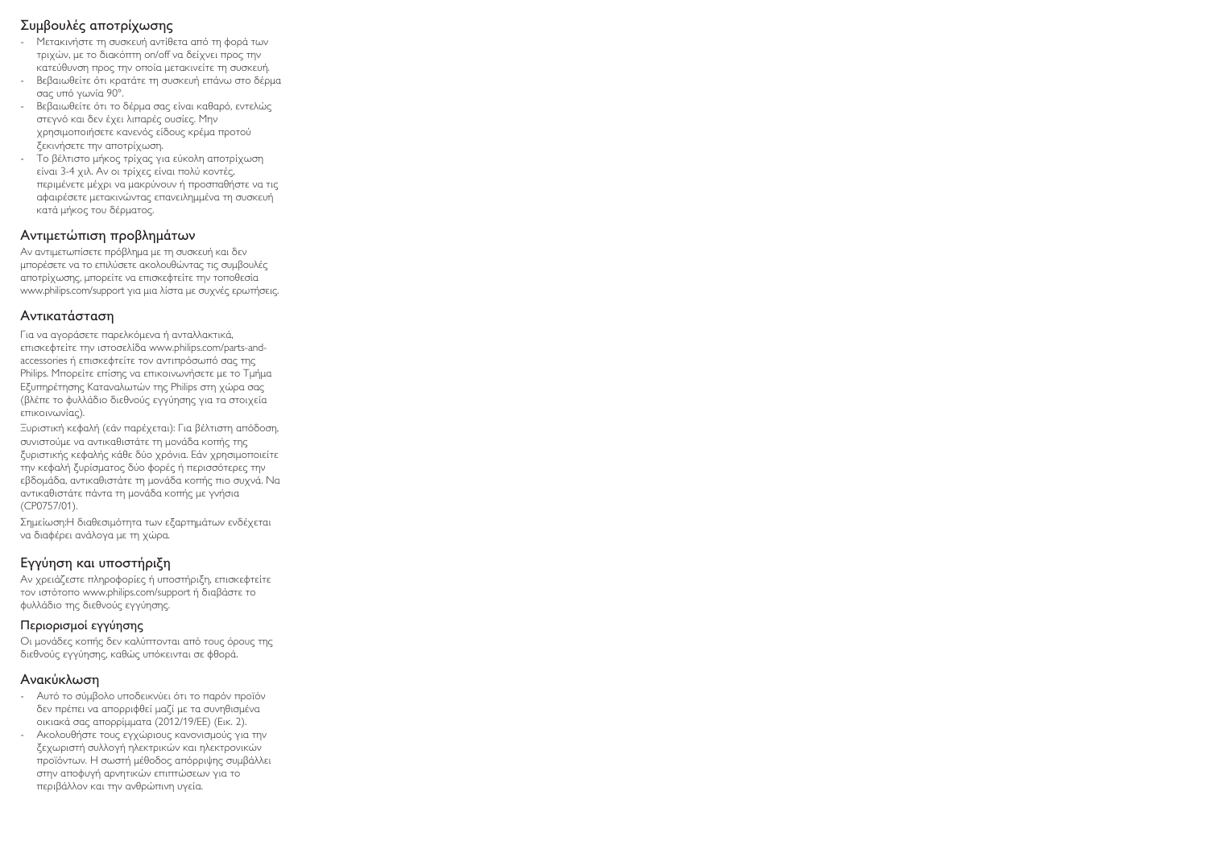## Συμβουλές αποτρίχωσης

- Μετακινήστε τη συσκευή αντίθετα από τη φορά των τριχών, με το διακόπτη on/off να δείχνει προς την κατεύθυνση προς την οποία μετακινείτε τη συσκευή.
- Βεβαιωθείτε ότι κρατάτε τη συσκευή επάνω στο δέρμα σας υπό γωνία 90°.
- Βεβαιωθείτε ότι το δέρμα σας είναι καθαρό, εντελώς στεγνό και δεν έχει λιπαρές ουσίες. Μην χρησιμοποιήσετε κανενός είδους κρέμα προτού ξεκινήσετε την αποτρίχωση.
- Το βέλτιστο μήκος τρίχας για εύκολη αποτρίχωση είναι 3-4 χιλ. Αν οι τρίχες είναι πολύ κοντές, περιμένετε μέχρι να μακρύνουν ή προσπαθήστε να τις αφαιρέσετε μετακινώντας επανειλημμένα τη συσκευή κατά μήκος του δέρματος.

## Αντιμετώπιση προβλημάτων

Αν αντιμετωπίσετε πρόβλημα με τη συσκευή και δεν μπορέσετε να το επιλύσετε ακολουθώντας τις συμβουλές αποτρίχωσης, μπορείτε να επισκεφτείτε την τοποθεσία www.philips.com/support για μια λίστα με συχνές ερωτήσεις.

## Αντικατάσταση

Για να αγοράσετε παρελκόμενα ή ανταλλακτικά, επισκεφτείτε την ιστοσελίδα www.philips.com/parts-and-accessories ή επισκεφτείτε τον αντιπρόσωπό σας της Philips. Μπορείτε επίσης να επικοινωνήσετε με το Τμήμα Εξυπηρέτησης Καταναλωτών της Philips στη χώρα σας (βλέπε το φυλλάδιο διεθνούς εγγύησης για τα στοιχεία επικοινωνίας).

Ξυριστική κεφαλή (εάν παρέχεται): Για βέλτιστη απόδοση, συνιστούμε να αντικαθιστάτε τη μονάδα κοπής της ξυριστικής κεφαλής κάθε δύο χρόνια. Εάν χρησιμοποιείτε την κεφαλή ξυρίσματος δύο φορές ή περισσότερες την εβδομάδα, αντικαθιστάτε τη μονάδα κοπής πιο συχνά. Να αντικαθιστάτε πάντα τη μονάδα κοπής με γνήσια (CP0757/01).

Σημείωση:Η διαθεσιμότητα των εξαρτημάτων ενδέχεται να διαφέρει ανάλογα με τη χώρα.

## Εγγύηση και υποστήριξη

Αν χρειάζεστε πληροφορίες ή υποστήριξη, επισκεφτείτε τον ιστότοπο www.philips.com/support ή διαβάστε το φυλλάδιο της διεθνούς εγγύησης.

### Περιορισμοί εγγύησης

Οι μονάδες κοπής δεν καλύπτονται από τους όρους της διεθνούς εγγύησης, καθώς υπόκεινται σε φθορά.

## Ανακύκλωση

- Αυτό το σύμβολο υποδεικνύει ότι το παρόν προϊόν δεν πρέπει να απορριφθεί μαζί με τα συνηθισμένα οικιακά σας απορρίμματα (2012/19/ΕΕ) (Εικ. 2).
- Ακολουθήστε τους εγχώριους κανονισμούς για την ξεχωριστή συλλογή ηλεκτρικών και ηλεκτρονικών προϊόντων. Η σωστή μέθοδος απόρριψης συμβάλλει στην αποφυγή αρνητικών επιπτώσεων για το περιβάλλον και την ανθρώπινη υγεία.